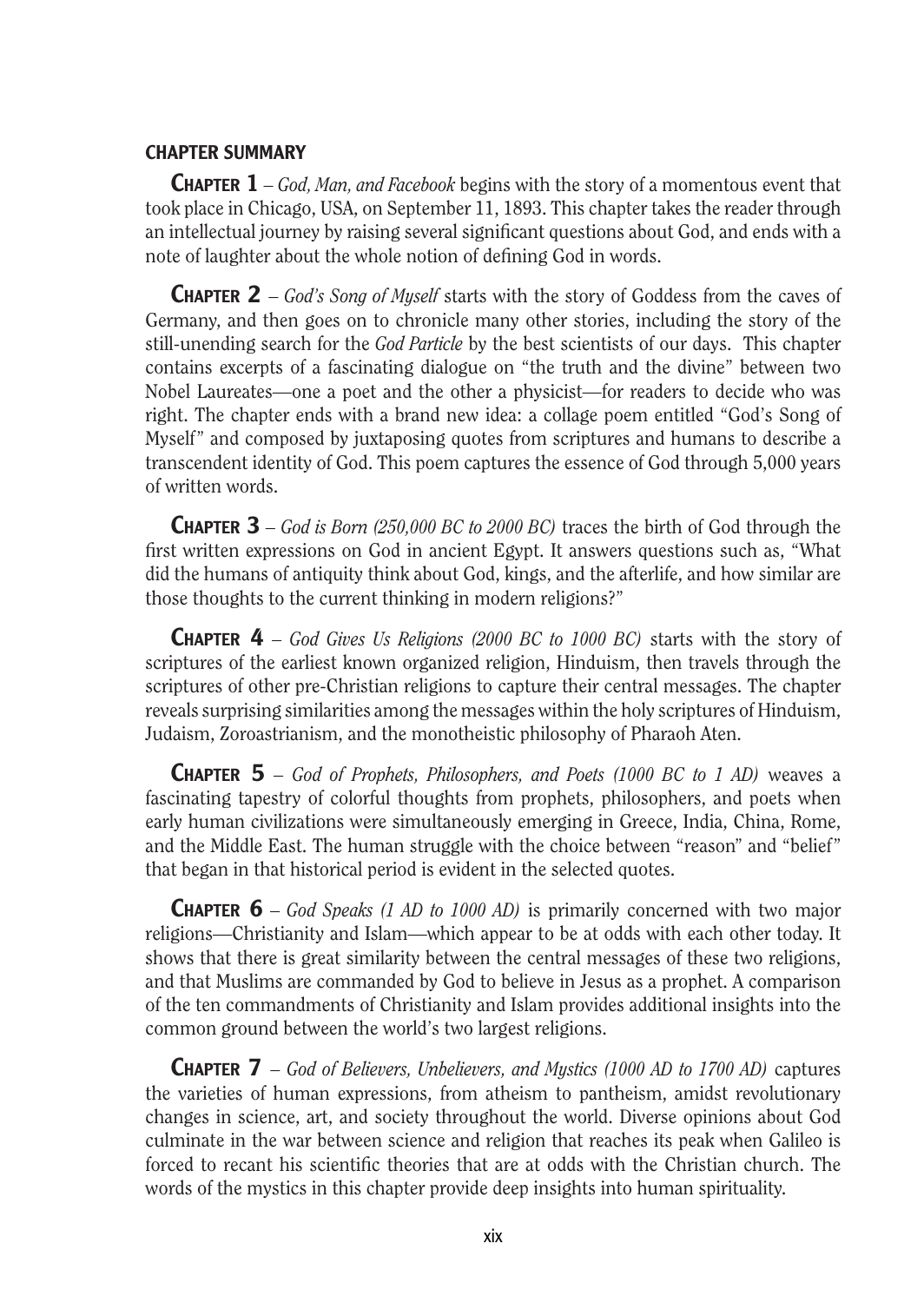## CHAPTER SUMMARY

**Chapter 1** – *God, Man, and Facebook* begins with the story of a momentous event that took place in Chicago, USA, on September 11, 1893. This chapter takes the reader through an intellectual journey by raising several significant questions about God, and ends with a note of laughter about the whole notion of defining God in words.

**Chapter 2** – *God's Song of Myself* starts with the story of Goddess from the caves of Germany, and then goes on to chronicle many other stories, including the story of the still-unending search for the *God Particle* by the best scientists of our days. This chapter contains excerpts of a fascinating dialogue on "the truth and the divine" between two Nobel Laureates—one a poet and the other a physicist—for readers to decide who was right. The chapter ends with a brand new idea: a collage poem entitled "God's Song of Myself" and composed by juxtaposing quotes from scriptures and humans to describe a transcendent identity of God. This poem captures the essence of God through 5,000 years of written words.

**Chapter 3** – *God is Born (250,000 BC to 2000 BC)* traces the birth of God through the first written expressions on God in ancient Egypt. It answers questions such as, "What did the humans of antiquity think about God, kings, and the afterlife, and how similar are those thoughts to the current thinking in modern religions?"

**Chapter 4** – *God Gives Us Religions (2000 BC to 1000 BC)* starts with the story of scriptures of the earliest known organized religion, Hinduism, then travels through the scriptures of other pre-Christian religions to capture their central messages. The chapter reveals surprising similarities among the messages within the holy scriptures of Hinduism, Judaism, Zoroastrianism, and the monotheistic philosophy of Pharaoh Aten.

**Chapter 5** – *God of Prophets, Philosophers, and Poets (1000 BC to 1 AD)* weaves a fascinating tapestry of colorful thoughts from prophets, philosophers, and poets when early human civilizations were simultaneously emerging in Greece, India, China, Rome, and the Middle East. The human struggle with the choice between "reason" and "belief" that began in that historical period is evident in the selected quotes.

**Chapter 6** – *God Speaks (1 AD to 1000 AD)* is primarily concerned with two major religions—Christianity and Islam—which appear to be at odds with each other today. It shows that there is great similarity between the central messages of these two religions, and that Muslims are commanded by God to believe in Jesus as a prophet. A comparison of the ten commandments of Christianity and Islam provides additional insights into the common ground between the world's two largest religions.

**Chapter 7** – *God of Believers, Unbelievers, and Mystics (1000 AD to 1700 AD)* captures the varieties of human expressions, from atheism to pantheism, amidst revolutionary changes in science, art, and society throughout the world. Diverse opinions about God culminate in the war between science and religion that reaches its peak when Galileo is forced to recant his scientific theories that are at odds with the Christian church. The words of the mystics in this chapter provide deep insights into human spirituality.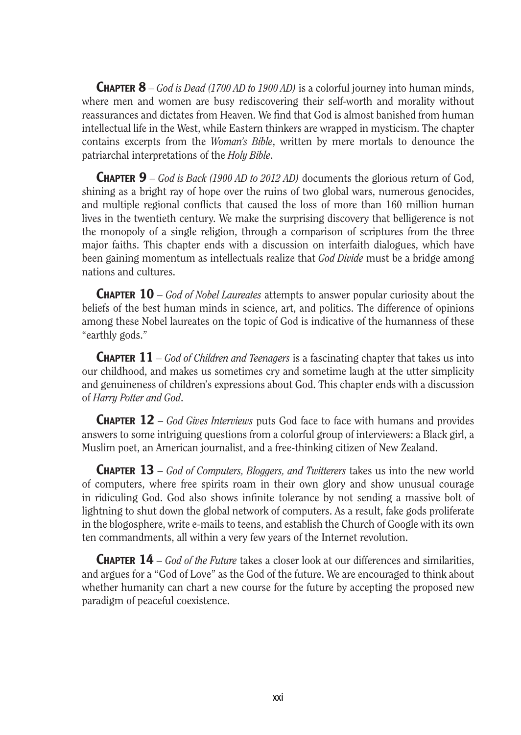**Chapter 8** – *God is Dead (1700 AD to 1900 AD)* is a colorful journey into human minds, where men and women are busy rediscovering their self-worth and morality without reassurances and dictates from Heaven. We find that God is almost banished from human intellectual life in the West, while Eastern thinkers are wrapped in mysticism. The chapter contains excerpts from the *Woman's Bible*, written by mere mortals to denounce the patriarchal interpretations of the *Holy Bible*.

**Chapter 9** – *God is Back (1900 AD to 2012 AD)* documents the glorious return of God, shining as a bright ray of hope over the ruins of two global wars, numerous genocides, and multiple regional conflicts that caused the loss of more than 160 million human lives in the twentieth century. We make the surprising discovery that belligerence is not the monopoly of a single religion, through a comparison of scriptures from the three major faiths. This chapter ends with a discussion on interfaith dialogues, which have been gaining momentum as intellectuals realize that *God Divide* must be a bridge among nations and cultures.

**Chapter 10** – *God of Nobel Laureates* attempts to answer popular curiosity about the beliefs of the best human minds in science, art, and politics. The difference of opinions among these Nobel laureates on the topic of God is indicative of the humanness of these "earthly gods."

**Chapter 11** – *God of Children and Teenagers* is a fascinating chapter that takes us into our childhood, and makes us sometimes cry and sometime laugh at the utter simplicity and genuineness of children's expressions about God. This chapter ends with a discussion of *Harry Potter and God*.

**Chapter 12** – *God Gives Interviews* puts God face to face with humans and provides answers to some intriguing questions from a colorful group of interviewers: a Black girl, a Muslim poet, an American journalist, and a free-thinking citizen of New Zealand.

**Chapter 13** – *God of Computers, Bloggers, and Twitterers* takes us into the new world of computers, where free spirits roam in their own glory and show unusual courage in ridiculing God. God also shows infinite tolerance by not sending a massive bolt of lightning to shut down the global network of computers. As a result, fake gods proliferate in the blogosphere, write e-mails to teens, and establish the Church of Google with its own ten commandments, all within a very few years of the Internet revolution.

**Chapter 14** – *God of the Future* takes a closer look at our differences and similarities, and argues for a "God of Love" as the God of the future. We are encouraged to think about whether humanity can chart a new course for the future by accepting the proposed new paradigm of peaceful coexistence.